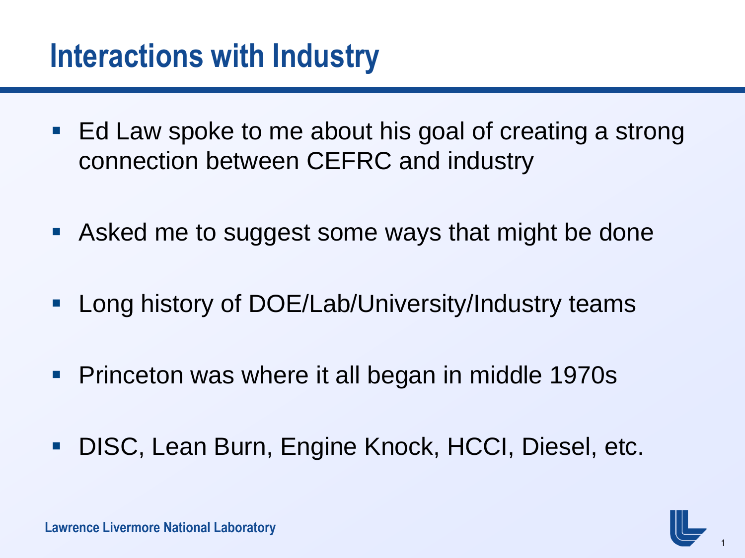# Interactions with Industry

- Ed Law spoke to me about his goal of creating a strong connection between CEFRC and industry
- Asked me to suggest some ways that might be done
- Long history of DOE/Lab/University/Industry teams
- Princeton was where it all began in middle 1970s
- DISC, Lean Burn, Engine Knock, HCCI, Diesel, etc.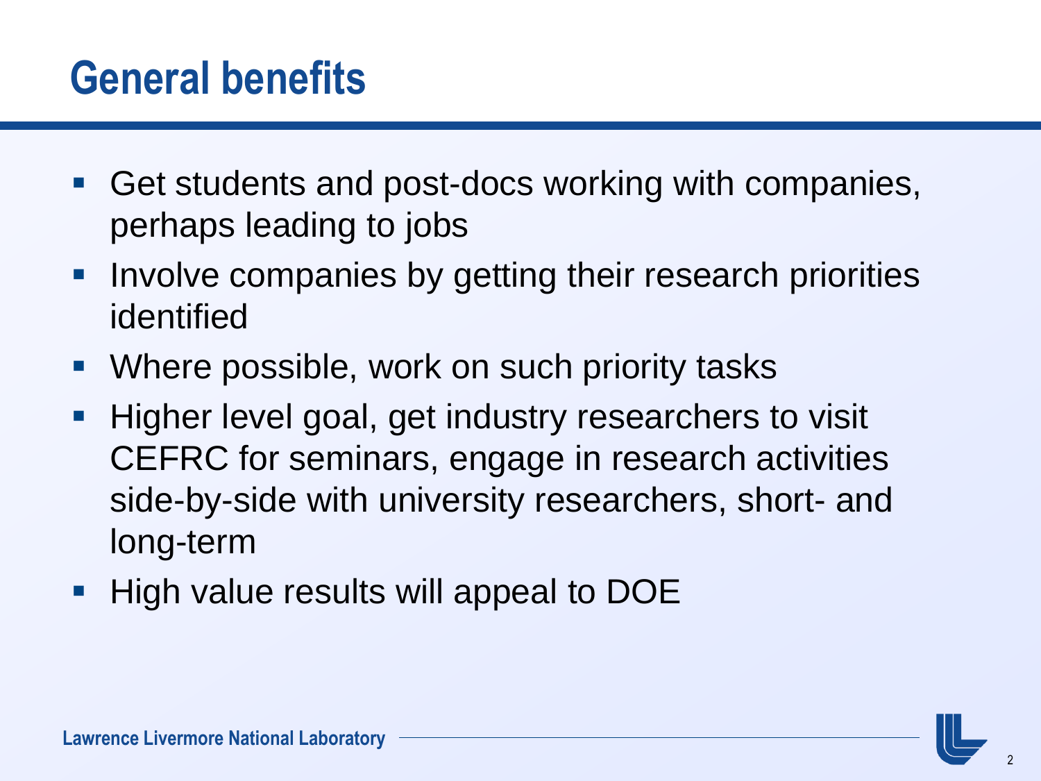# General benefits

- Get students and post-docs working with companies, perhaps leading to jobs
- Involve companies by getting their research priorities identified
- Where possible, work on such priority tasks
- Higher level goal, get industry researchers to visit CEFRC for seminars, engage in research activities side-by-side with university researchers, short- and long-term
- High value results will appeal to DOE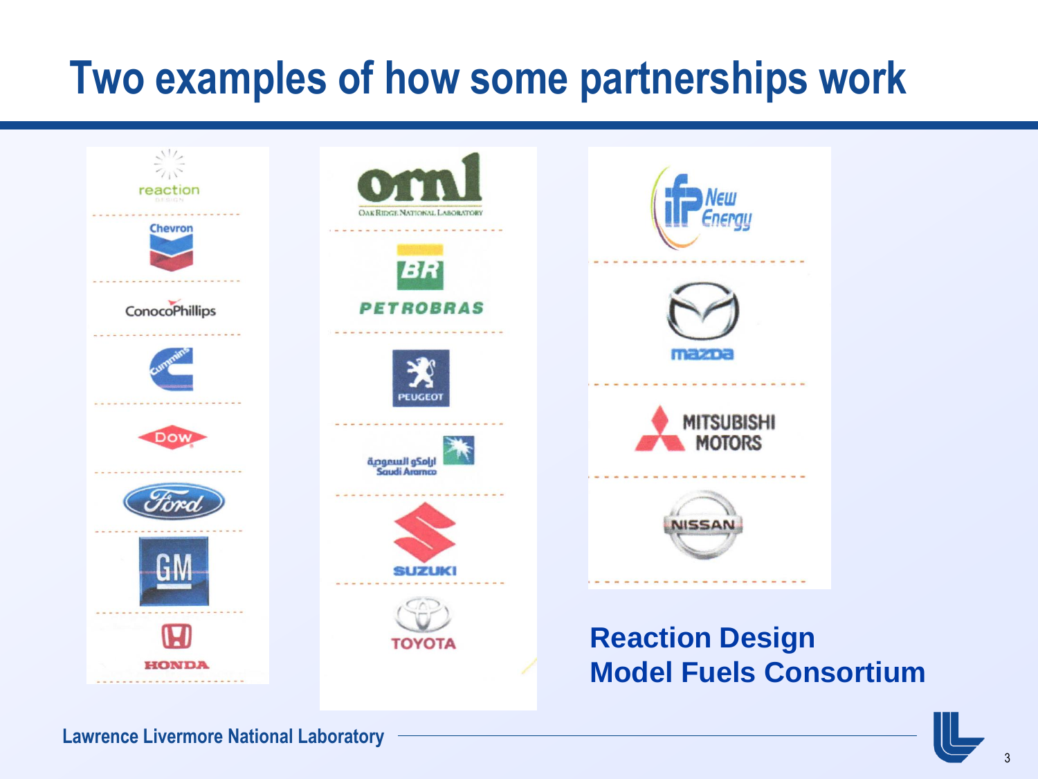# Two examples of how some partnerships work

reaction design

Chevron

ConocoPhillips

Cummins

Dow

Ford

GM

HONDA

ornl
OAK RIDGE NATIONAL LABORATORY

BR
PETROBRAS

PEUGEOT

ارامكو السعودية
Saudi Aramco

SUZUKI

TOYOTA

IFP New Energy

mazda

MITSUBISHI MOTORS

NISSAN

**Reaction Design**
**Model Fuels Consortium**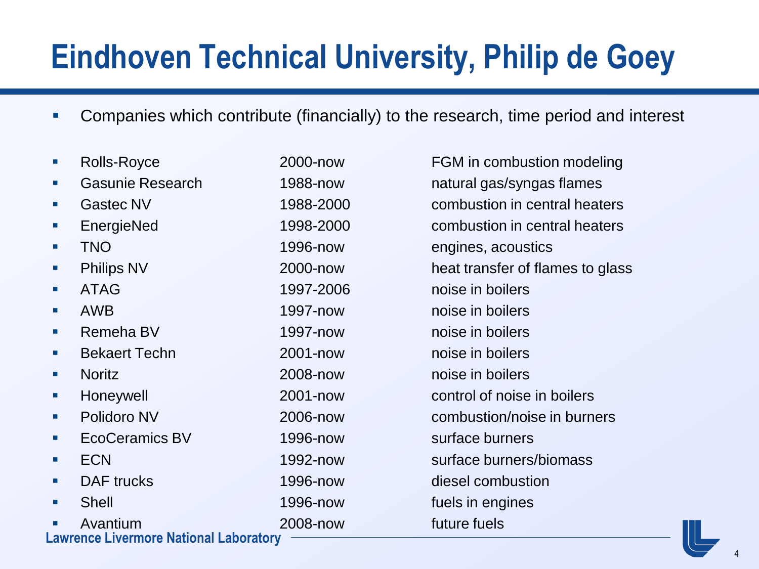# Eindhoven Technical University, Philip de Goey

- Companies which contribute (financially) to the research, time period and interest

| Company | Time period | Interest |
|---|---|---|
| Rolls-Royce | 2000-now | FGM in combustion modeling |
| Gasunie Research | 1988-now | natural gas/syngas flames |
| Gastec NV | 1988-2000 | combustion in central heaters |
| EnergieNed | 1998-2000 | combustion in central heaters |
| TNO | 1996-now | engines, acoustics |
| Philips NV | 2000-now | heat transfer of flames to glass |
| ATAG | 1997-2006 | noise in boilers |
| AWB | 1997-now | noise in boilers |
| Remeha BV | 1997-now | noise in boilers |
| Bekaert Techn | 2001-now | noise in boilers |
| Noritz | 2008-now | noise in boilers |
| Honeywell | 2001-now | control of noise in boilers |
| Polidoro NV | 2006-now | combustion/noise in burners |
| EcoCeramics BV | 1996-now | surface burners |
| ECN | 1992-now | surface burners/biomass |
| DAF trucks | 1996-now | diesel combustion |
| Shell | 1996-now | fuels in engines |
| Avantium | 2008-now | future fuels |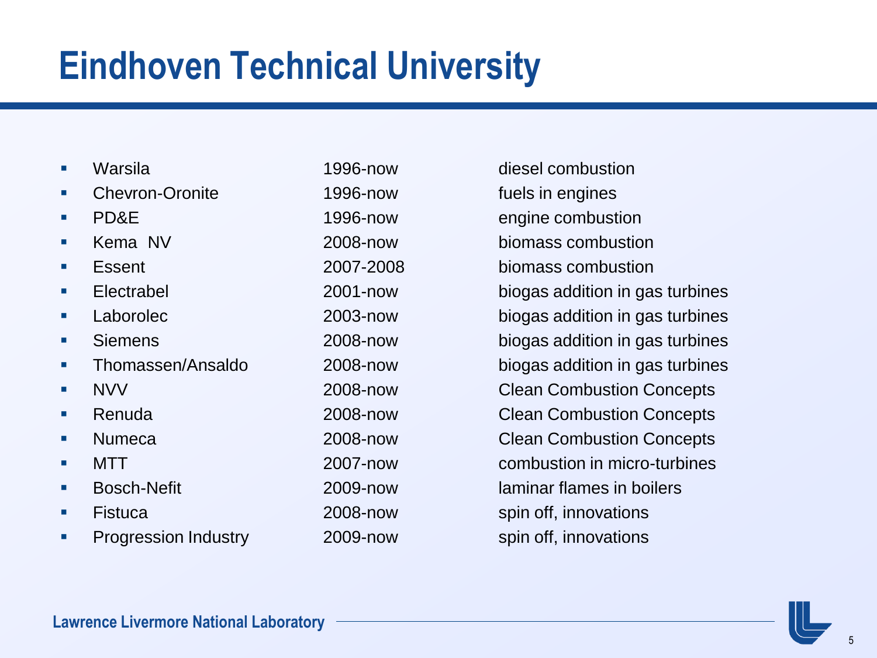# Eindhoven Technical University

- Warsila 1996-now diesel combustion
- Chevron-Oronite 1996-now fuels in engines
- PD&E 1996-now engine combustion
- Kema NV 2008-now biomass combustion
- Essent 2007-2008 biomass combustion
- Electrabel 2001-now biogas addition in gas turbines
- Laborolec 2003-now biogas addition in gas turbines
- Siemens 2008-now biogas addition in gas turbines
- Thomassen/Ansaldo 2008-now biogas addition in gas turbines
- NVV 2008-now Clean Combustion Concepts
- Renuda 2008-now Clean Combustion Concepts
- Numeca 2008-now Clean Combustion Concepts
- MTT 2007-now combustion in micro-turbines
- Bosch-Nefit 2009-now laminar flames in boilers
- Fistuca 2008-now spin off, innovations
- Progression Industry 2009-now spin off, innovations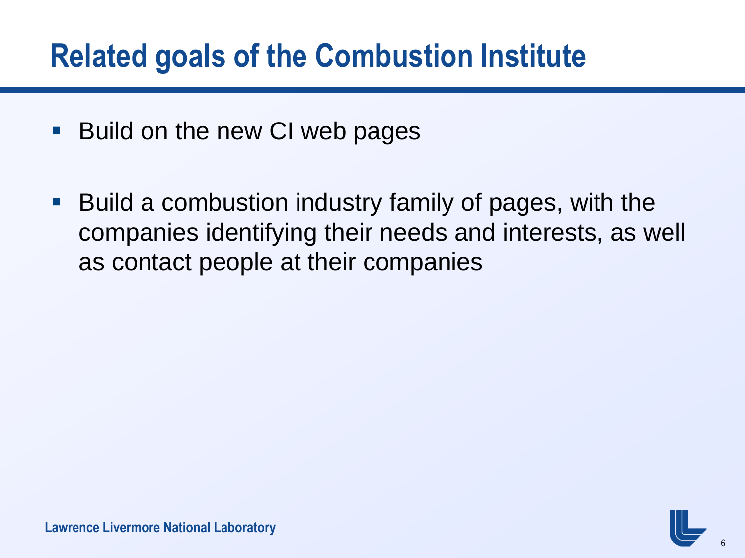# Related goals of the Combustion Institute

- Build on the new CI web pages
- Build a combustion industry family of pages, with the companies identifying their needs and interests, as well as contact people at their companies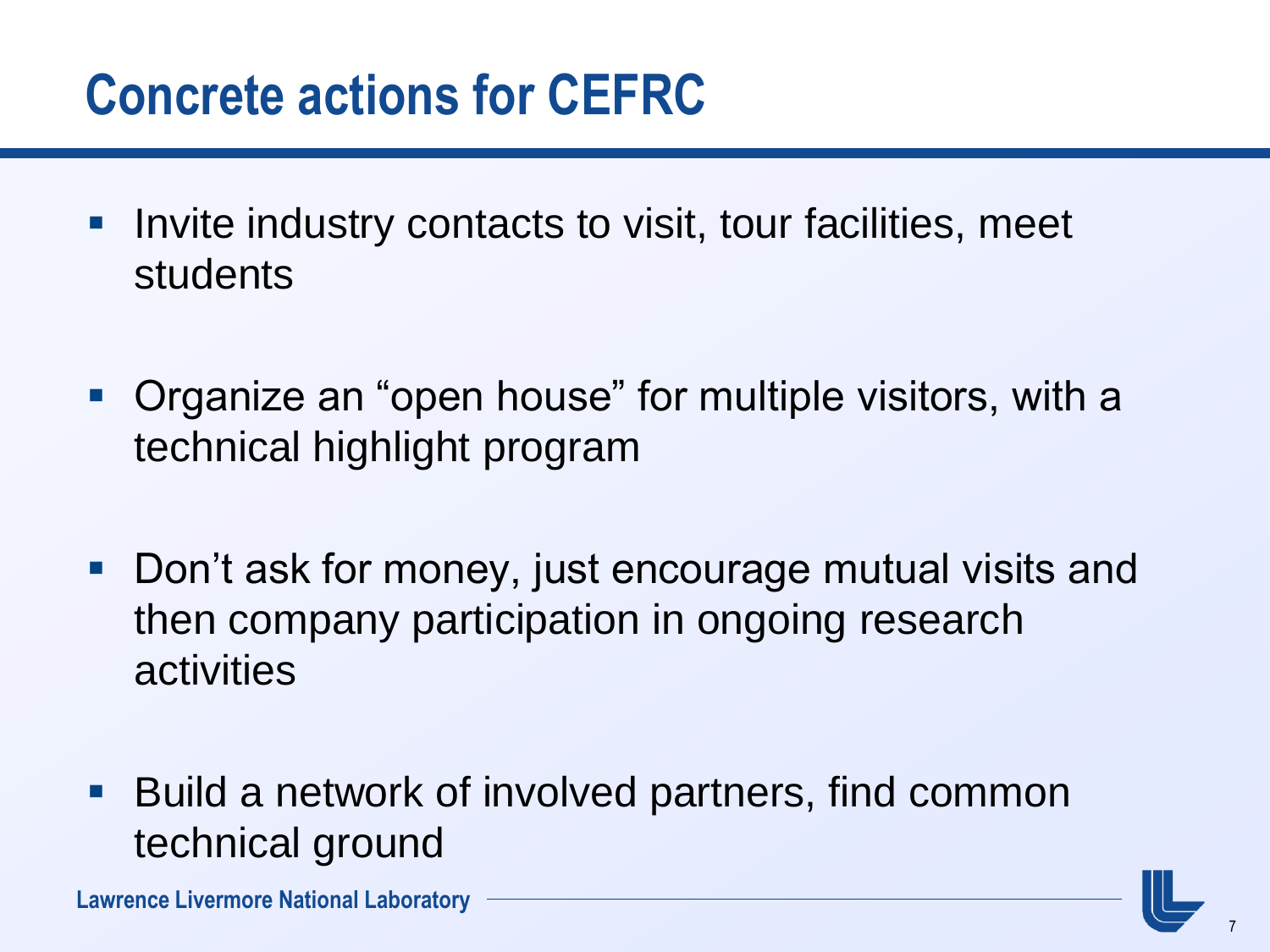# Concrete actions for CEFRC

- Invite industry contacts to visit, tour facilities, meet students
- Organize an "open house" for multiple visitors, with a technical highlight program
- Don't ask for money, just encourage mutual visits and then company participation in ongoing research activities
- Build a network of involved partners, find common technical ground